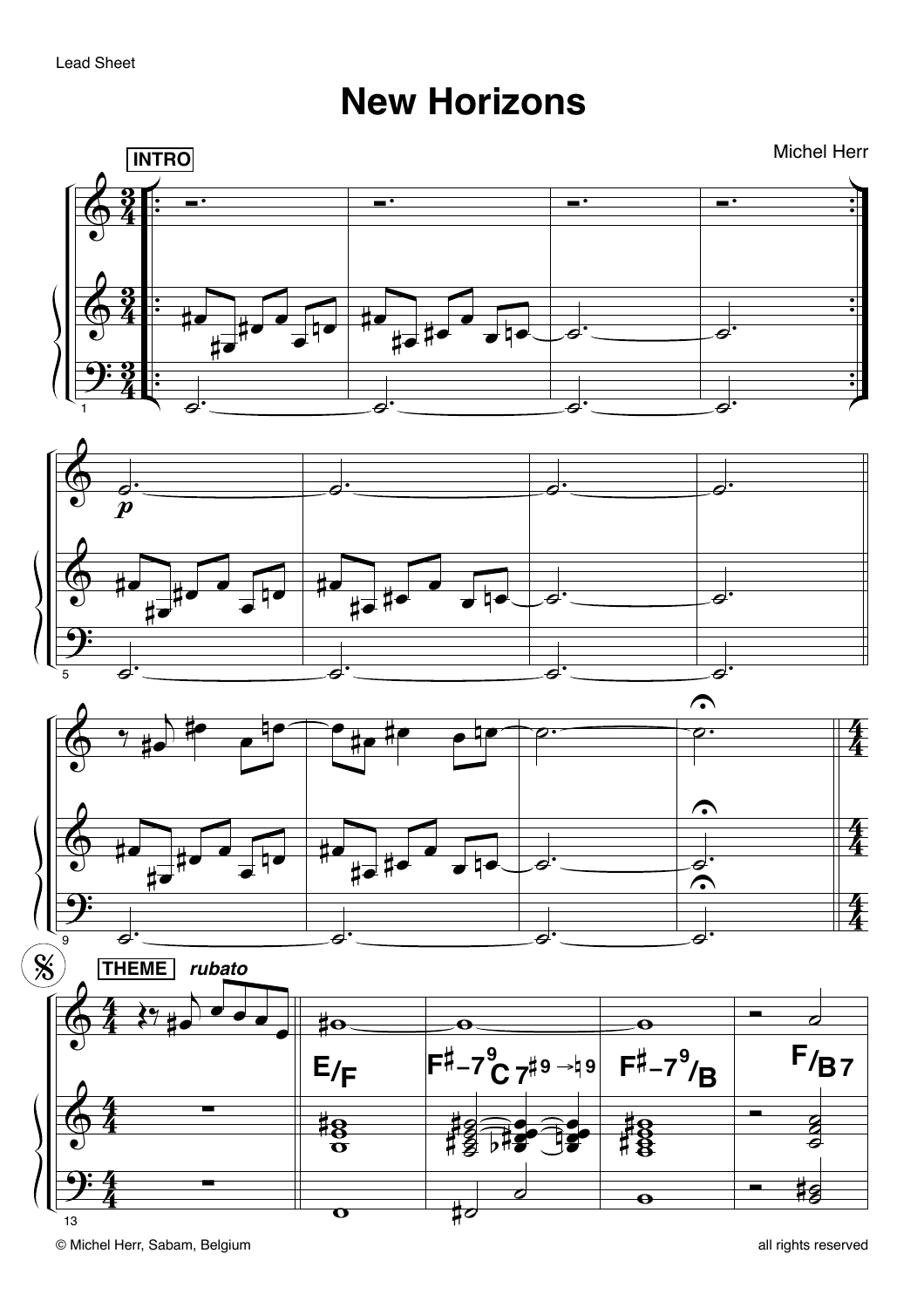Lead Sheet

# New Horizons

Michel Herr

**INTRO**

*p*

**THEME** *rubato*

E/F | F♯–7⁹ C 7♯9 → ♮9 | F♯–7⁹/B | F/B 7

© Michel Herr, Sabam, Belgium

all rights reserved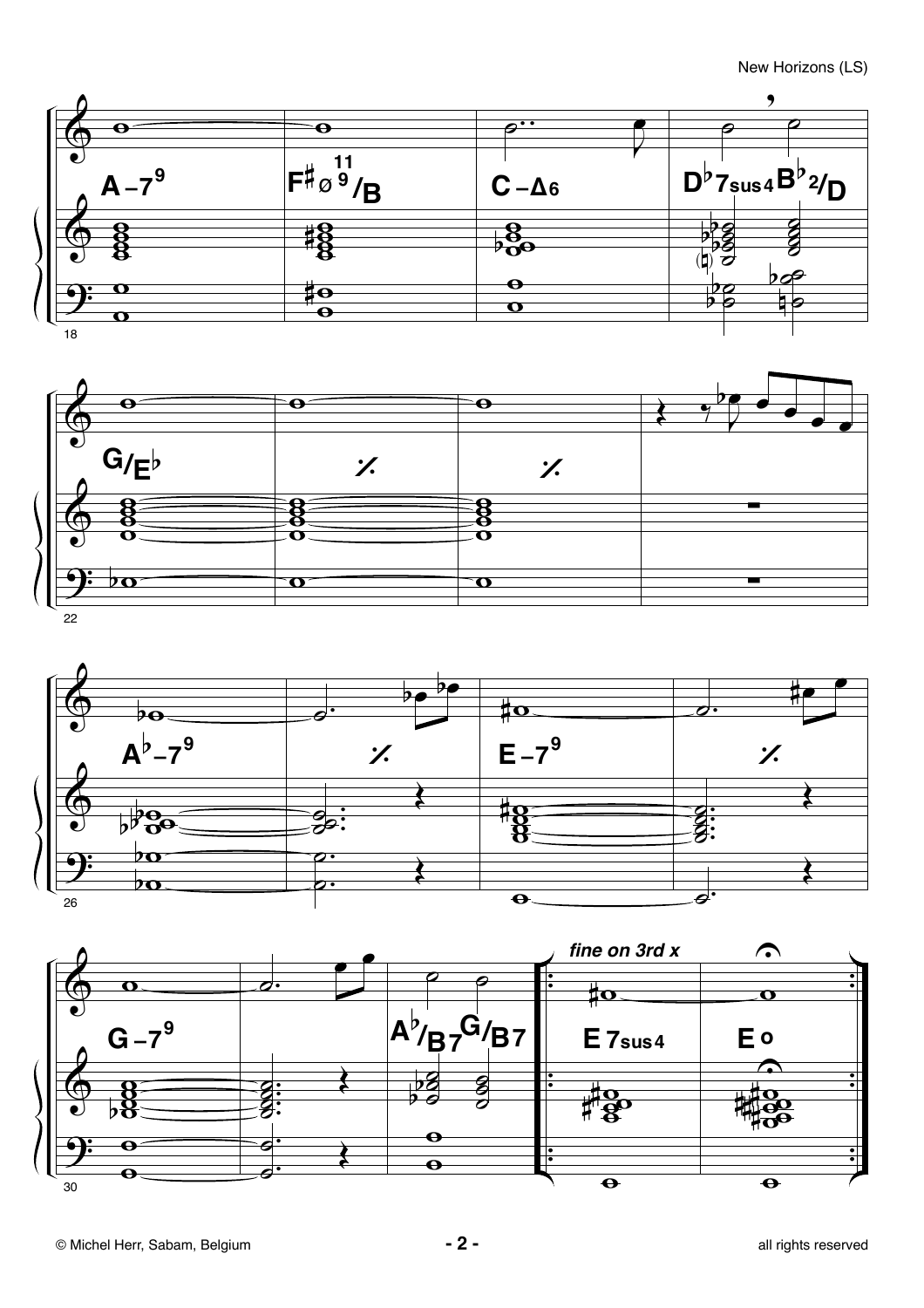A–7⁹ | F♯ø ⁹ ¹¹/B | C–Δ6 | D♭7sus4 B♭2/D

G/E♭ | ./. | ./. |

A♭–7⁹ | ./. | E–7⁹ | ./.

G–7⁹ | | A♭/B7 G/B7 | *fine on 3rd x* E 7sus4 | E o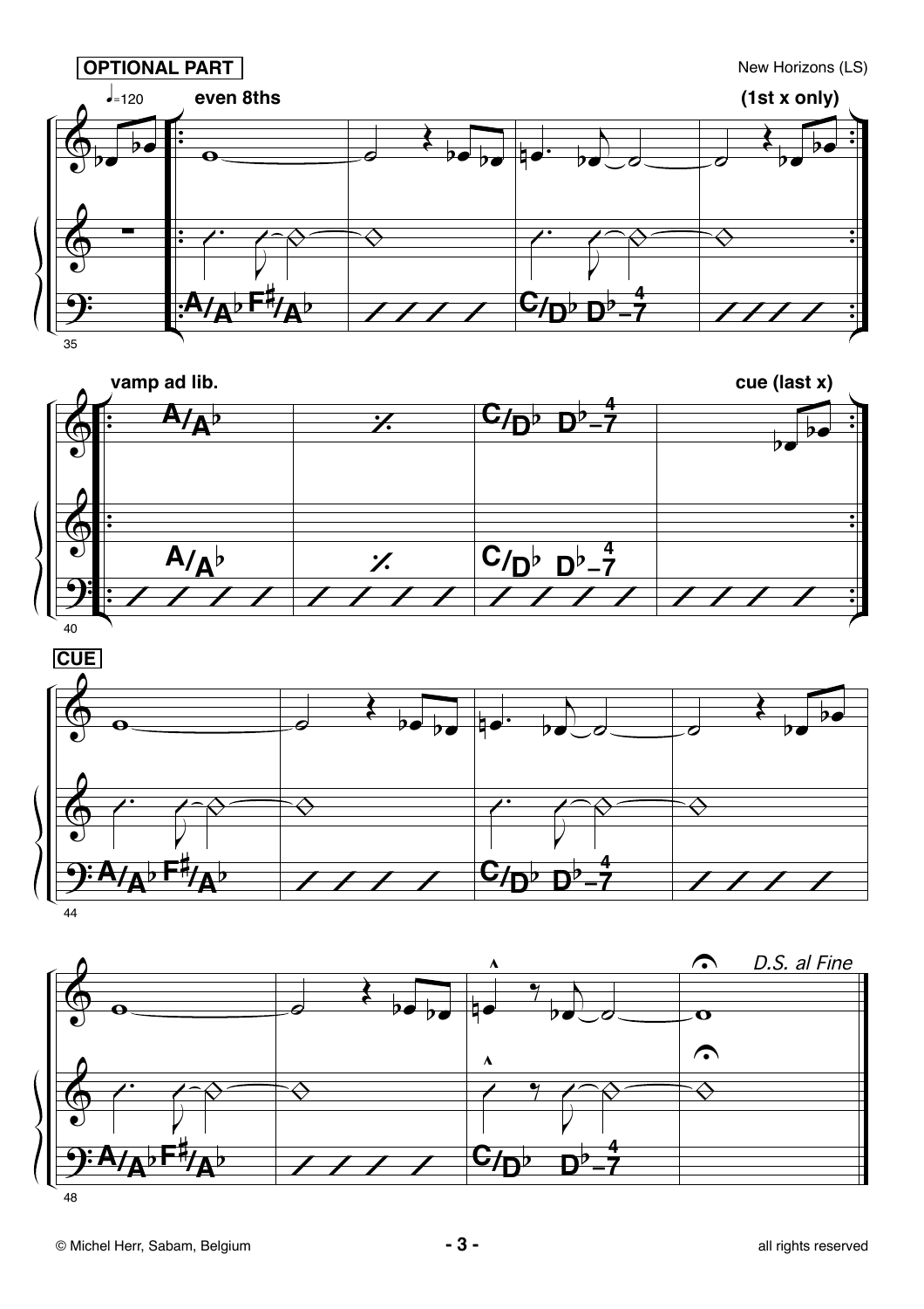**OPTIONAL PART**

♩=120 **even 8ths** **(1st x only)**

A/A♭ F♯/A♭ C/D♭ D♭–7 4

**vamp ad lib.** **cue (last x)**

A/A♭ C/D♭ D♭–7 4

**CUE**

A/A♭ F♯/A♭ C/D♭ D♭–7 4

A/A♭ F♯/A♭ C/D♭ D♭–7 4

*D.S. al Fine*

© Michel Herr, Sabam, Belgium

all rights reserved